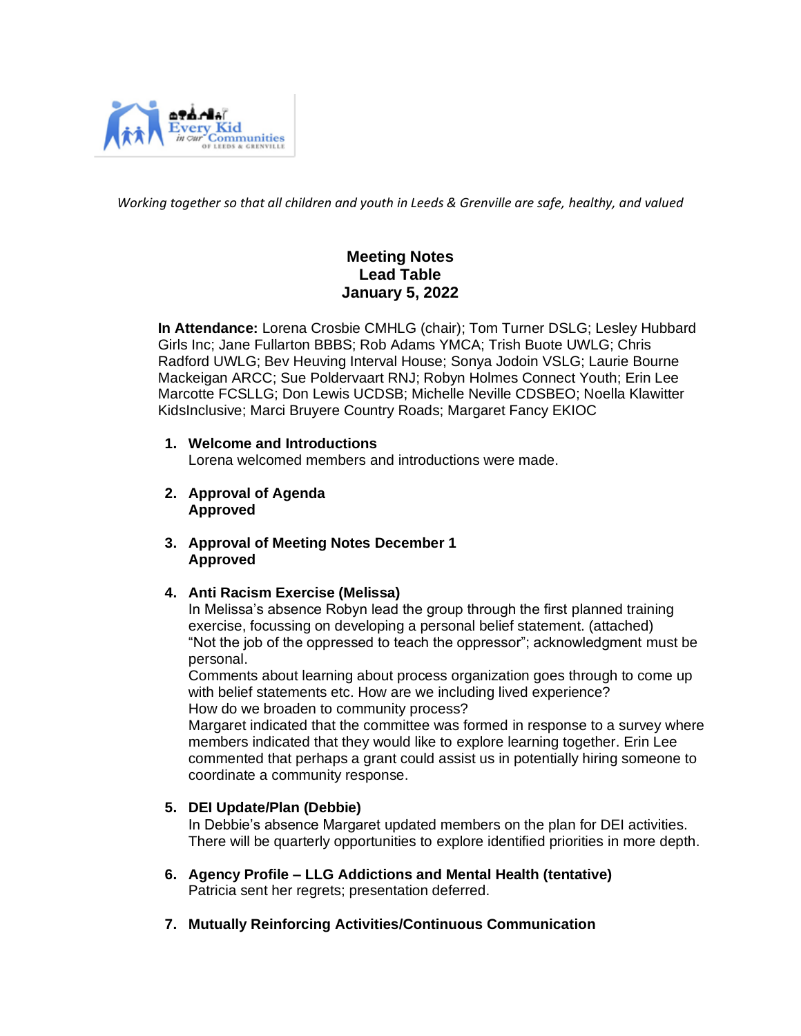*Working together so that all children and youth in Leeds & Grenville are safe, healthy, and valued*

# Meeting Notes
## Lead Table
## January 5, 2022

**In Attendance:** Lorena Crosbie CMHLG (chair); Tom Turner DSLG; Lesley Hubbard Girls Inc; Jane Fullarton BBBS; Rob Adams YMCA; Trish Buote UWLG; Chris Radford UWLG; Bev Heuving Interval House; Sonya Jodoin VSLG; Laurie Bourne Mackeigan ARCC; Sue Poldervaart RNJ; Robyn Holmes Connect Youth; Erin Lee Marcotte FCSLLG; Don Lewis UCDSB; Michelle Neville CDSBEO; Noella Klawitter KidsInclusive; Marci Bruyere Country Roads; Margaret Fancy EKIOC

1. **Welcome and Introductions**
   Lorena welcomed members and introductions were made.

2. **Approval of Agenda**
   **Approved**

3. **Approval of Meeting Notes December 1**
   **Approved**

4. **Anti Racism Exercise (Melissa)**
   In Melissa's absence Robyn lead the group through the first planned training exercise, focussing on developing a personal belief statement. (attached)
   "Not the job of the oppressed to teach the oppressor"; acknowledgment must be personal.
   Comments about learning about process organization goes through to come up with belief statements etc. How are we including lived experience?
   How do we broaden to community process?
   Margaret indicated that the committee was formed in response to a survey where members indicated that they would like to explore learning together. Erin Lee commented that perhaps a grant could assist us in potentially hiring someone to coordinate a community response.

5. **DEI Update/Plan (Debbie)**
   In Debbie's absence Margaret updated members on the plan for DEI activities. There will be quarterly opportunities to explore identified priorities in more depth.

6. **Agency Profile – LLG Addictions and Mental Health (tentative)**
   Patricia sent her regrets; presentation deferred.

7. **Mutually Reinforcing Activities/Continuous Communication**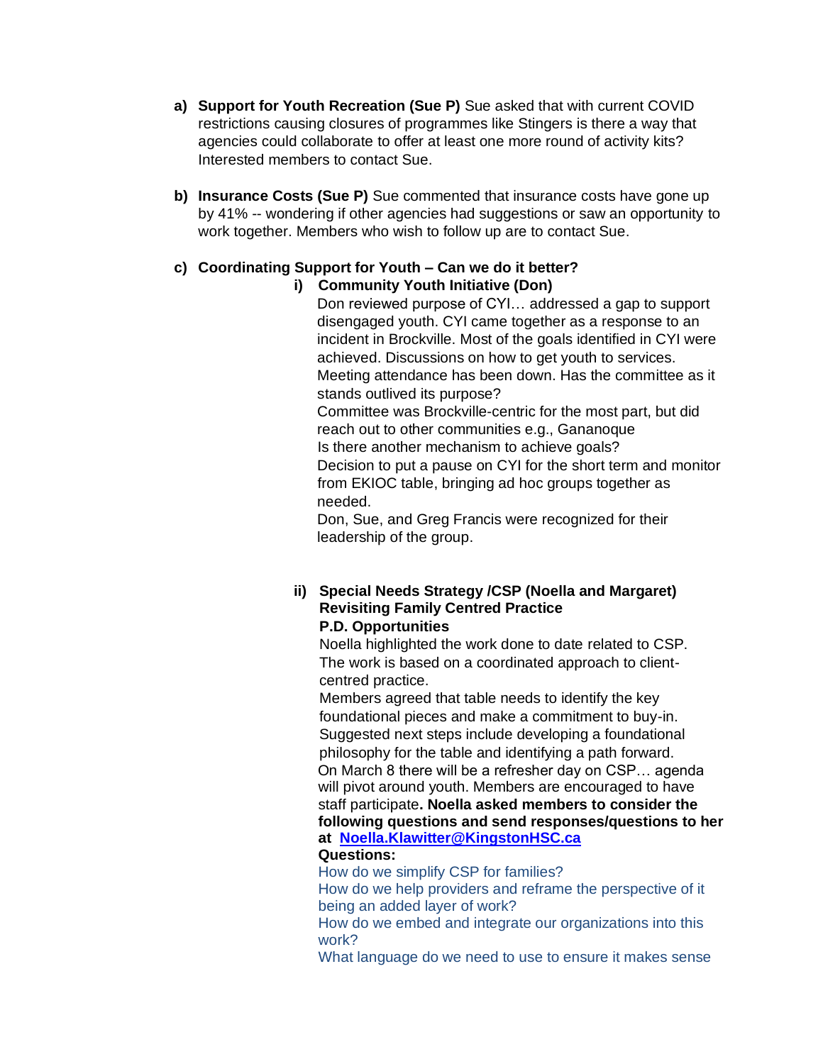a) **Support for Youth Recreation (Sue P)** Sue asked that with current COVID restrictions causing closures of programmes like Stingers is there a way that agencies could collaborate to offer at least one more round of activity kits? Interested members to contact Sue.

b) **Insurance Costs (Sue P)** Sue commented that insurance costs have gone up by 41% -- wondering if other agencies had suggestions or saw an opportunity to work together. Members who wish to follow up are to contact Sue.

c) **Coordinating Support for Youth – Can we do it better?**

   i) **Community Youth Initiative (Don)**

   Don reviewed purpose of CYI… addressed a gap to support disengaged youth. CYI came together as a response to an incident in Brockville. Most of the goals identified in CYI were achieved. Discussions on how to get youth to services.
   Meeting attendance has been down. Has the committee as it stands outlived its purpose?
   Committee was Brockville-centric for the most part, but did reach out to other communities e.g., Gananoque
   Is there another mechanism to achieve goals?
   Decision to put a pause on CYI for the short term and monitor from EKIOC table, bringing ad hoc groups together as needed.
   Don, Sue, and Greg Francis were recognized for their leadership of the group.

   ii) **Special Needs Strategy /CSP (Noella and Margaret)**
   **Revisiting Family Centred Practice**
   **P.D. Opportunities**

   Noella highlighted the work done to date related to CSP. The work is based on a coordinated approach to client-centred practice.
   Members agreed that table needs to identify the key foundational pieces and make a commitment to buy-in.
   Suggested next steps include developing a foundational philosophy for the table and identifying a path forward.
   On March 8 there will be a refresher day on CSP… agenda will pivot around youth. Members are encouraged to have staff participate**. Noella asked members to consider the following questions and send responses/questions to her at [Noella.Klawitter@KingstonHSC.ca](mailto:Noella.Klawitter@KingstonHSC.ca)**

   **Questions:**
   How do we simplify CSP for families?
   How do we help providers and reframe the perspective of it being an added layer of work?
   How do we embed and integrate our organizations into this work?
   What language do we need to use to ensure it makes sense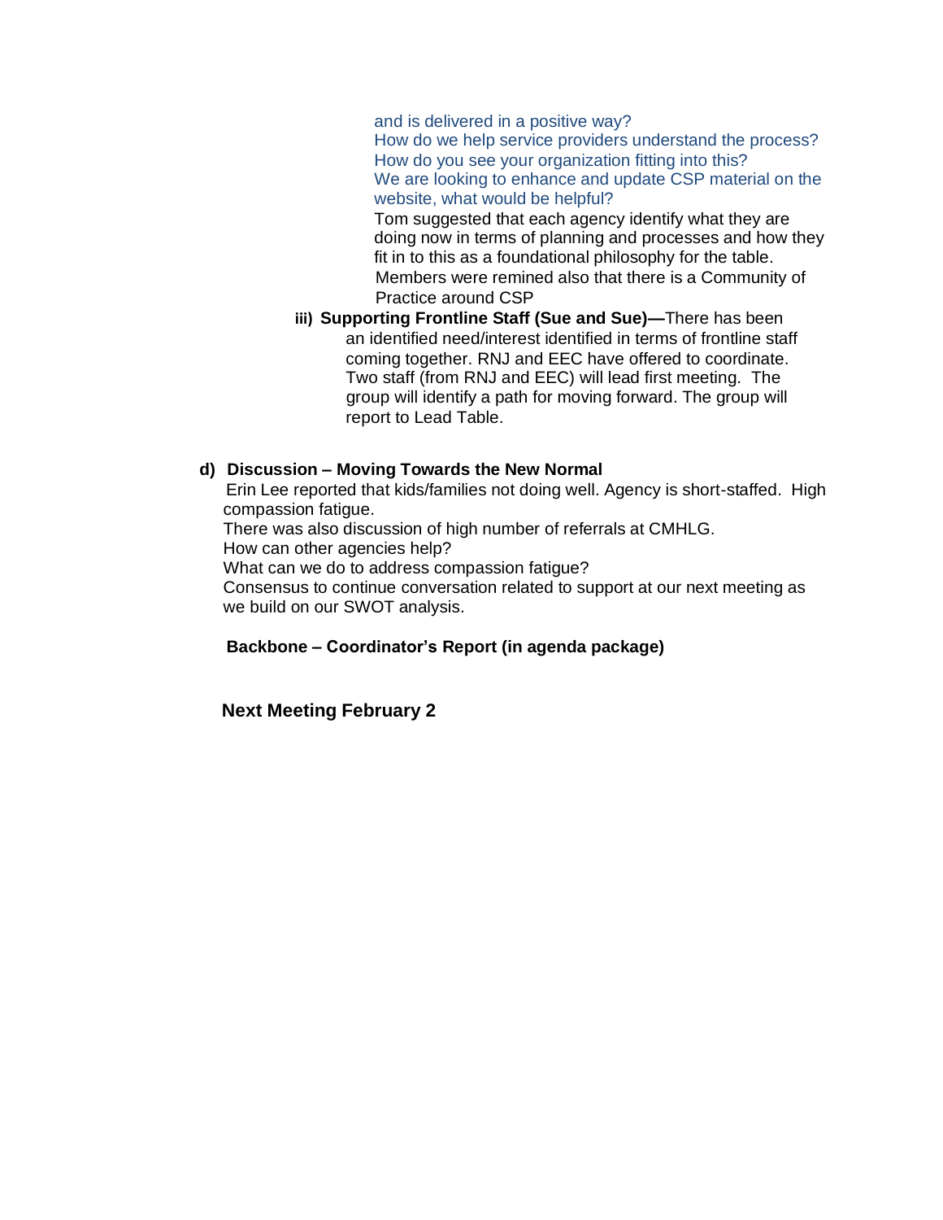and is delivered in a positive way?
How do we help service providers understand the process?
How do you see your organization fitting into this?
We are looking to enhance and update CSP material on the website, what would be helpful?

Tom suggested that each agency identify what they are doing now in terms of planning and processes and how they fit in to this as a foundational philosophy for the table.
Members were remined also that there is a Community of Practice around CSP

iii) **Supporting Frontline Staff (Sue and Sue)—**There has been an identified need/interest identified in terms of frontline staff coming together. RNJ and EEC have offered to coordinate. Two staff (from RNJ and EEC) will lead first meeting. The group will identify a path for moving forward. The group will report to Lead Table.

**d) Discussion – Moving Towards the New Normal**

Erin Lee reported that kids/families not doing well. Agency is short-staffed. High compassion fatigue.
There was also discussion of high number of referrals at CMHLG.
How can other agencies help?
What can we do to address compassion fatigue?
Consensus to continue conversation related to support at our next meeting as we build on our SWOT analysis.

**Backbone – Coordinator's Report (in agenda package)**

**Next Meeting February 2**